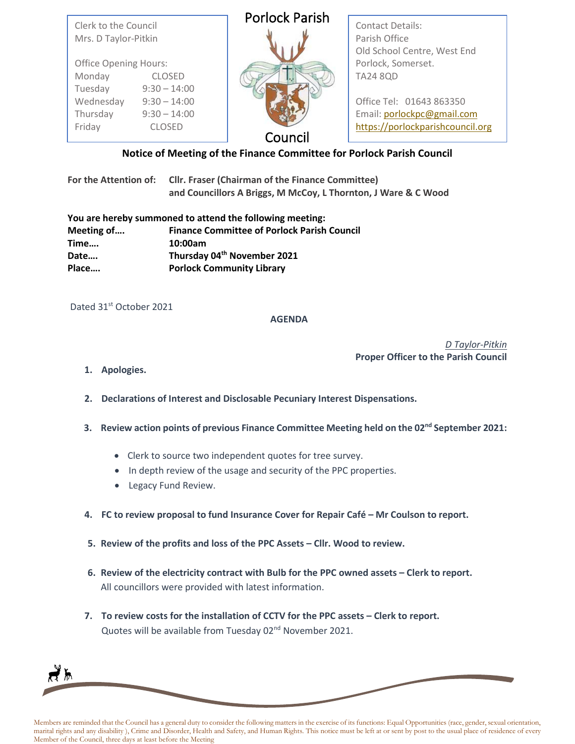Clerk to the Council
Mrs. D Taylor-Pitkin

Office Opening Hours:

| | |
|---|---|
| Monday | CLOSED |
| Tuesday | 9:30 – 14:00 |
| Wednesday | 9:30 – 14:00 |
| Thursday | 9:30 – 14:00 |
| Friday | CLOSED |

# Porlock Parish Council

Contact Details:
Parish Office
Old School Centre, West End
Porlock, Somerset.
TA24 8QD

Office Tel: 01643 863350
Email: porlockpc@gmail.com
https://porlockparishcouncil.org

## Notice of Meeting of the Finance Committee for Porlock Parish Council

**For the Attention of:** **Cllr. Fraser (Chairman of the Finance Committee) and Councillors A Briggs, M McCoy, L Thornton, J Ware & C Wood**

**You are hereby summoned to attend the following meeting:**

| | |
|---|---|
| **Meeting of….** | **Finance Committee of Porlock Parish Council** |
| **Time….** | **10:00am** |
| **Date….** | **Thursday 04th November 2021** |
| **Place….** | **Porlock Community Library** |

Dated 31st October 2021

**AGENDA**

*D Taylor-Pitkin*
**Proper Officer to the Parish Council**

1. **Apologies.**

2. **Declarations of Interest and Disclosable Pecuniary Interest Dispensations.**

3. **Review action points of previous Finance Committee Meeting held on the 02nd September 2021:**
   - Clerk to source two independent quotes for tree survey.
   - In depth review of the usage and security of the PPC properties.
   - Legacy Fund Review.

4. **FC to review proposal to fund Insurance Cover for Repair Café – Mr Coulson to report.**

5. **Review of the profits and loss of the PPC Assets – Cllr. Wood to review.**

6. **Review of the electricity contract with Bulb for the PPC owned assets – Clerk to report.**
   All councillors were provided with latest information.

7. **To review costs for the installation of CCTV for the PPC assets – Clerk to report.**
   Quotes will be available from Tuesday 02nd November 2021.

Members are reminded that the Council has a general duty to consider the following matters in the exercise of its functions: Equal Opportunities (race, gender, sexual orientation, marital rights and any disability ), Crime and Disorder, Health and Safety, and Human Rights. This notice must be left at or sent by post to the usual place of residence of every Member of the Council, three days at least before the Meeting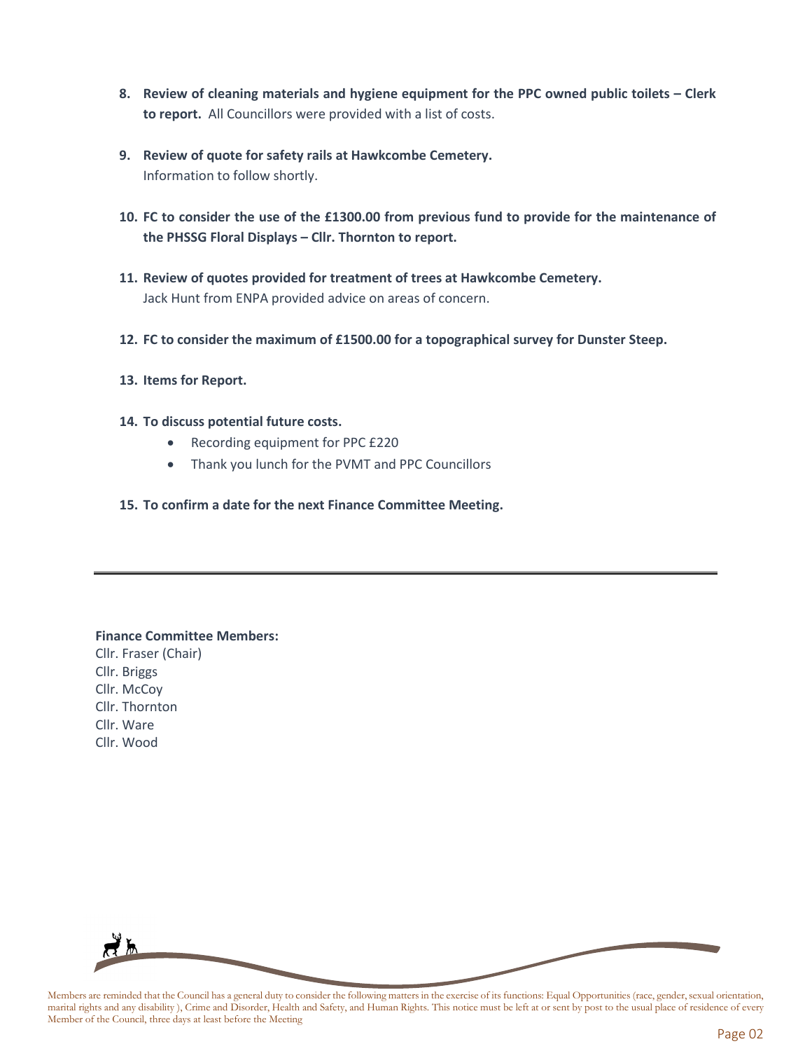8. **Review of cleaning materials and hygiene equipment for the PPC owned public toilets – Clerk to report.** All Councillors were provided with a list of costs.

9. **Review of quote for safety rails at Hawkcombe Cemetery.**
   Information to follow shortly.

10. **FC to consider the use of the £1300.00 from previous fund to provide for the maintenance of the PHSSG Floral Displays – Cllr. Thornton to report.**

11. **Review of quotes provided for treatment of trees at Hawkcombe Cemetery.**
    Jack Hunt from ENPA provided advice on areas of concern.

12. **FC to consider the maximum of £1500.00 for a topographical survey for Dunster Steep.**

13. **Items for Report.**

14. **To discuss potential future costs.**
    - Recording equipment for PPC £220
    - Thank you lunch for the PVMT and PPC Councillors

15. **To confirm a date for the next Finance Committee Meeting.**

---

**Finance Committee Members:**
Cllr. Fraser (Chair)
Cllr. Briggs
Cllr. McCoy
Cllr. Thornton
Cllr. Ware
Cllr. Wood

Members are reminded that the Council has a general duty to consider the following matters in the exercise of its functions: Equal Opportunities (race, gender, sexual orientation, marital rights and any disability ), Crime and Disorder, Health and Safety, and Human Rights. This notice must be left at or sent by post to the usual place of residence of every Member of the Council, three days at least before the Meeting